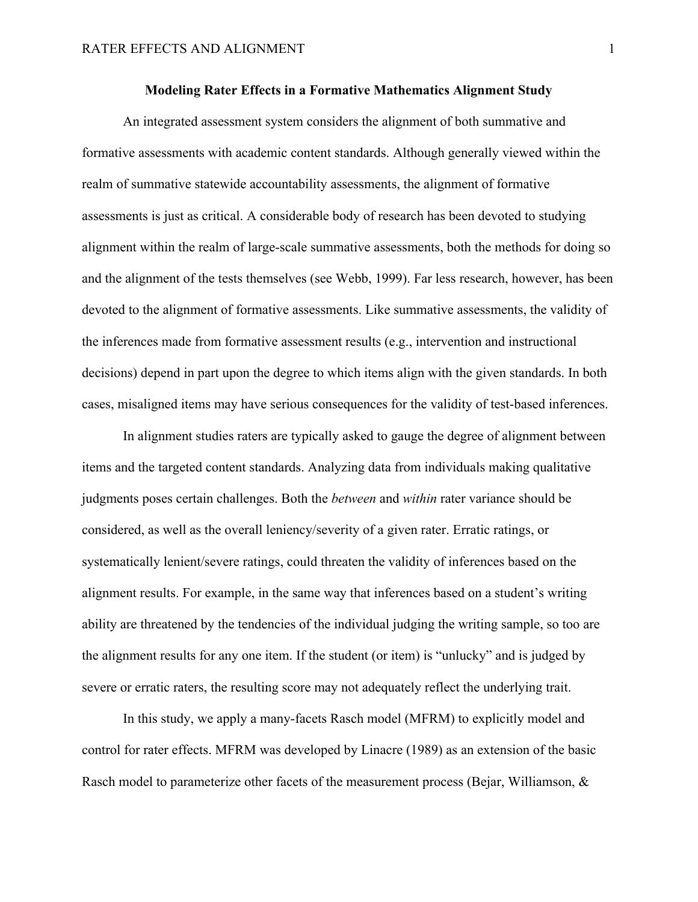# Modeling Rater Effects in a Formative Mathematics Alignment Study

An integrated assessment system considers the alignment of both summative and formative assessments with academic content standards. Although generally viewed within the realm of summative statewide accountability assessments, the alignment of formative assessments is just as critical. A considerable body of research has been devoted to studying alignment within the realm of large-scale summative assessments, both the methods for doing so and the alignment of the tests themselves (see Webb, 1999). Far less research, however, has been devoted to the alignment of formative assessments. Like summative assessments, the validity of the inferences made from formative assessment results (e.g., intervention and instructional decisions) depend in part upon the degree to which items align with the given standards. In both cases, misaligned items may have serious consequences for the validity of test-based inferences.

In alignment studies raters are typically asked to gauge the degree of alignment between items and the targeted content standards. Analyzing data from individuals making qualitative judgments poses certain challenges. Both the *between* and *within* rater variance should be considered, as well as the overall leniency/severity of a given rater. Erratic ratings, or systematically lenient/severe ratings, could threaten the validity of inferences based on the alignment results. For example, in the same way that inferences based on a student's writing ability are threatened by the tendencies of the individual judging the writing sample, so too are the alignment results for any one item. If the student (or item) is "unlucky" and is judged by severe or erratic raters, the resulting score may not adequately reflect the underlying trait.

In this study, we apply a many-facets Rasch model (MFRM) to explicitly model and control for rater effects. MFRM was developed by Linacre (1989) as an extension of the basic Rasch model to parameterize other facets of the measurement process (Bejar, Williamson, &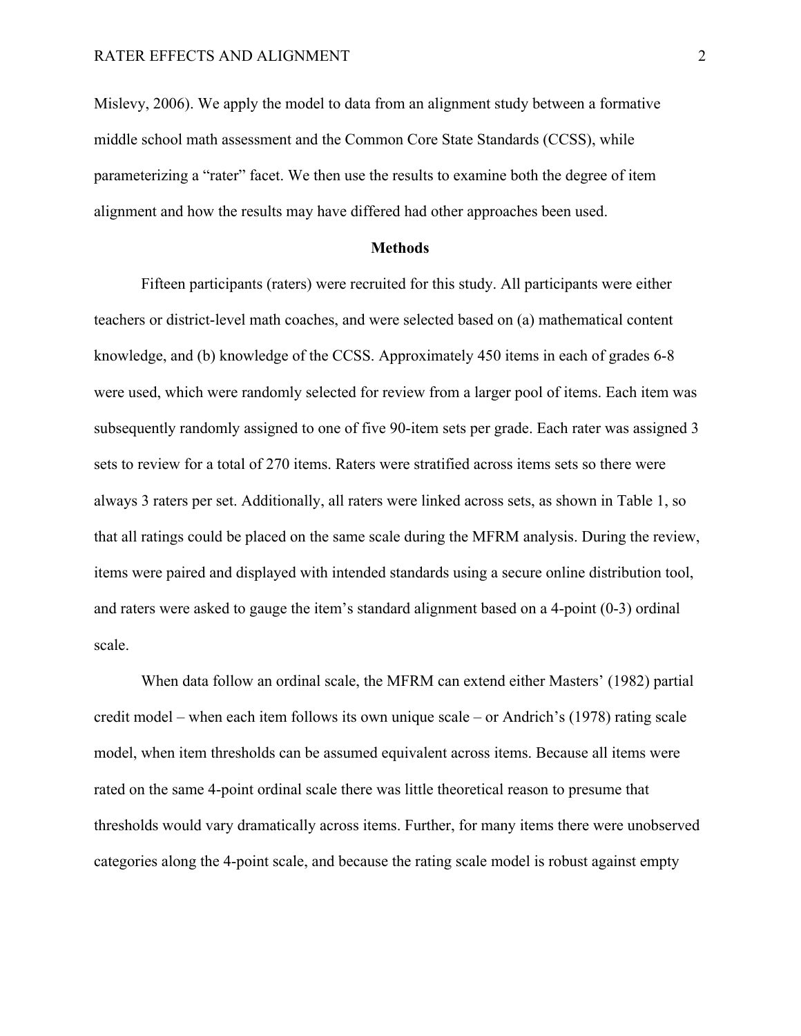Mislevy, 2006). We apply the model to data from an alignment study between a formative middle school math assessment and the Common Core State Standards (CCSS), while parameterizing a "rater" facet. We then use the results to examine both the degree of item alignment and how the results may have differed had other approaches been used.

## Methods

Fifteen participants (raters) were recruited for this study. All participants were either teachers or district-level math coaches, and were selected based on (a) mathematical content knowledge, and (b) knowledge of the CCSS. Approximately 450 items in each of grades 6-8 were used, which were randomly selected for review from a larger pool of items. Each item was subsequently randomly assigned to one of five 90-item sets per grade. Each rater was assigned 3 sets to review for a total of 270 items. Raters were stratified across items sets so there were always 3 raters per set. Additionally, all raters were linked across sets, as shown in Table 1, so that all ratings could be placed on the same scale during the MFRM analysis. During the review, items were paired and displayed with intended standards using a secure online distribution tool, and raters were asked to gauge the item's standard alignment based on a 4-point (0-3) ordinal scale.

When data follow an ordinal scale, the MFRM can extend either Masters' (1982) partial credit model – when each item follows its own unique scale – or Andrich's (1978) rating scale model, when item thresholds can be assumed equivalent across items. Because all items were rated on the same 4-point ordinal scale there was little theoretical reason to presume that thresholds would vary dramatically across items. Further, for many items there were unobserved categories along the 4-point scale, and because the rating scale model is robust against empty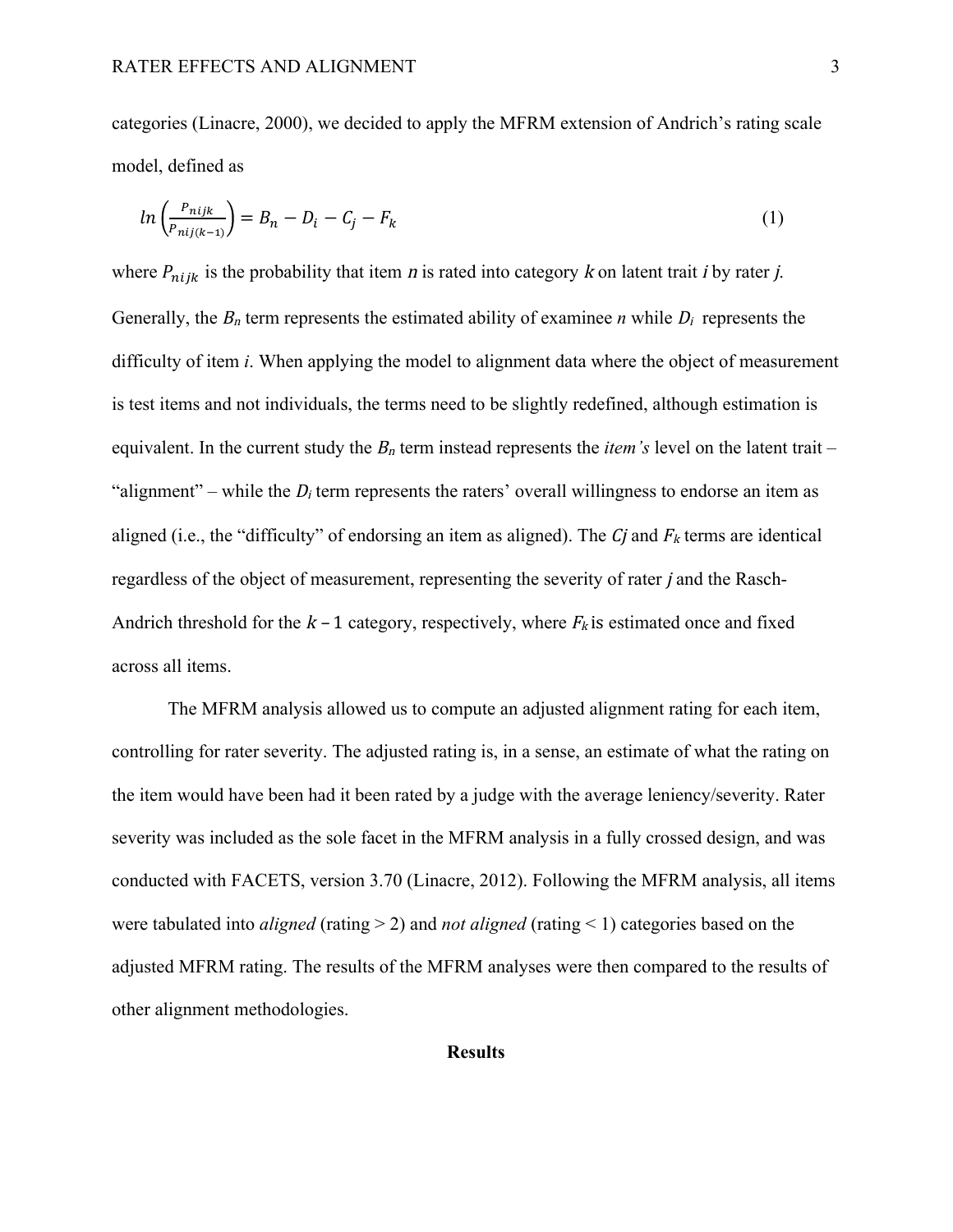categories (Linacre, 2000), we decided to apply the MFRM extension of Andrich's rating scale model, defined as

$$ln\left(\frac{P_{nijk}}{P_{nij(k-1)}}\right) = B_n - D_i - C_j - F_k \tag{1}$$

where $P_{nijk}$ is the probability that item $n$ is rated into category $k$ on latent trait $i$ by rater $j$. Generally, the $B_n$ term represents the estimated ability of examinee $n$ while $D_i$ represents the difficulty of item $i$. When applying the model to alignment data where the object of measurement is test items and not individuals, the terms need to be slightly redefined, although estimation is equivalent. In the current study the $B_n$ term instead represents the *item's* level on the latent trait – "alignment" – while the $D_i$ term represents the raters' overall willingness to endorse an item as aligned (i.e., the "difficulty" of endorsing an item as aligned). The $Cj$ and $F_k$ terms are identical regardless of the object of measurement, representing the severity of rater $j$ and the Rasch-Andrich threshold for the $k - 1$ category, respectively, where $F_k$ is estimated once and fixed across all items.

The MFRM analysis allowed us to compute an adjusted alignment rating for each item, controlling for rater severity. The adjusted rating is, in a sense, an estimate of what the rating on the item would have been had it been rated by a judge with the average leniency/severity. Rater severity was included as the sole facet in the MFRM analysis in a fully crossed design, and was conducted with FACETS, version 3.70 (Linacre, 2012). Following the MFRM analysis, all items were tabulated into *aligned* (rating > 2) and *not aligned* (rating < 1) categories based on the adjusted MFRM rating. The results of the MFRM analyses were then compared to the results of other alignment methodologies.

## Results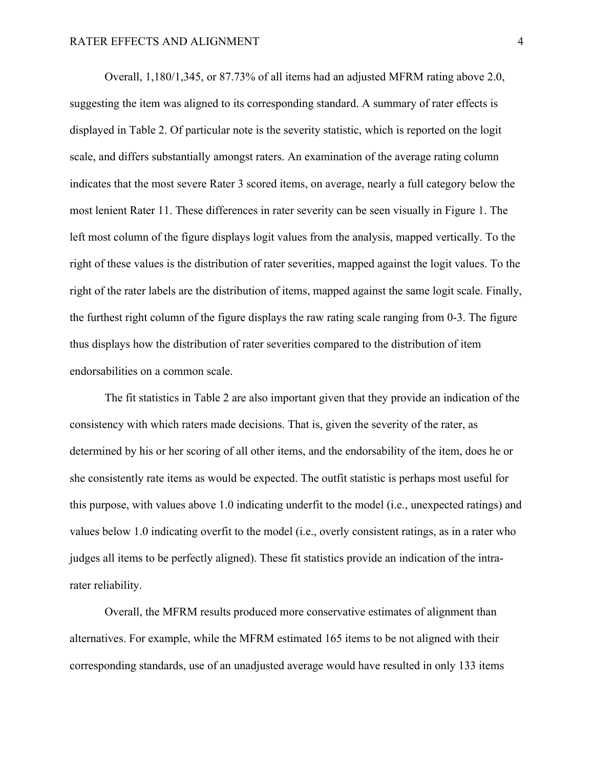Overall, 1,180/1,345, or 87.73% of all items had an adjusted MFRM rating above 2.0, suggesting the item was aligned to its corresponding standard. A summary of rater effects is displayed in Table 2. Of particular note is the severity statistic, which is reported on the logit scale, and differs substantially amongst raters. An examination of the average rating column indicates that the most severe Rater 3 scored items, on average, nearly a full category below the most lenient Rater 11. These differences in rater severity can be seen visually in Figure 1. The left most column of the figure displays logit values from the analysis, mapped vertically. To the right of these values is the distribution of rater severities, mapped against the logit values. To the right of the rater labels are the distribution of items, mapped against the same logit scale. Finally, the furthest right column of the figure displays the raw rating scale ranging from 0-3. The figure thus displays how the distribution of rater severities compared to the distribution of item endorsabilities on a common scale.

The fit statistics in Table 2 are also important given that they provide an indication of the consistency with which raters made decisions. That is, given the severity of the rater, as determined by his or her scoring of all other items, and the endorsability of the item, does he or she consistently rate items as would be expected. The outfit statistic is perhaps most useful for this purpose, with values above 1.0 indicating underfit to the model (i.e., unexpected ratings) and values below 1.0 indicating overfit to the model (i.e., overly consistent ratings, as in a rater who judges all items to be perfectly aligned). These fit statistics provide an indication of the intra-rater reliability.

Overall, the MFRM results produced more conservative estimates of alignment than alternatives. For example, while the MFRM estimated 165 items to be not aligned with their corresponding standards, use of an unadjusted average would have resulted in only 133 items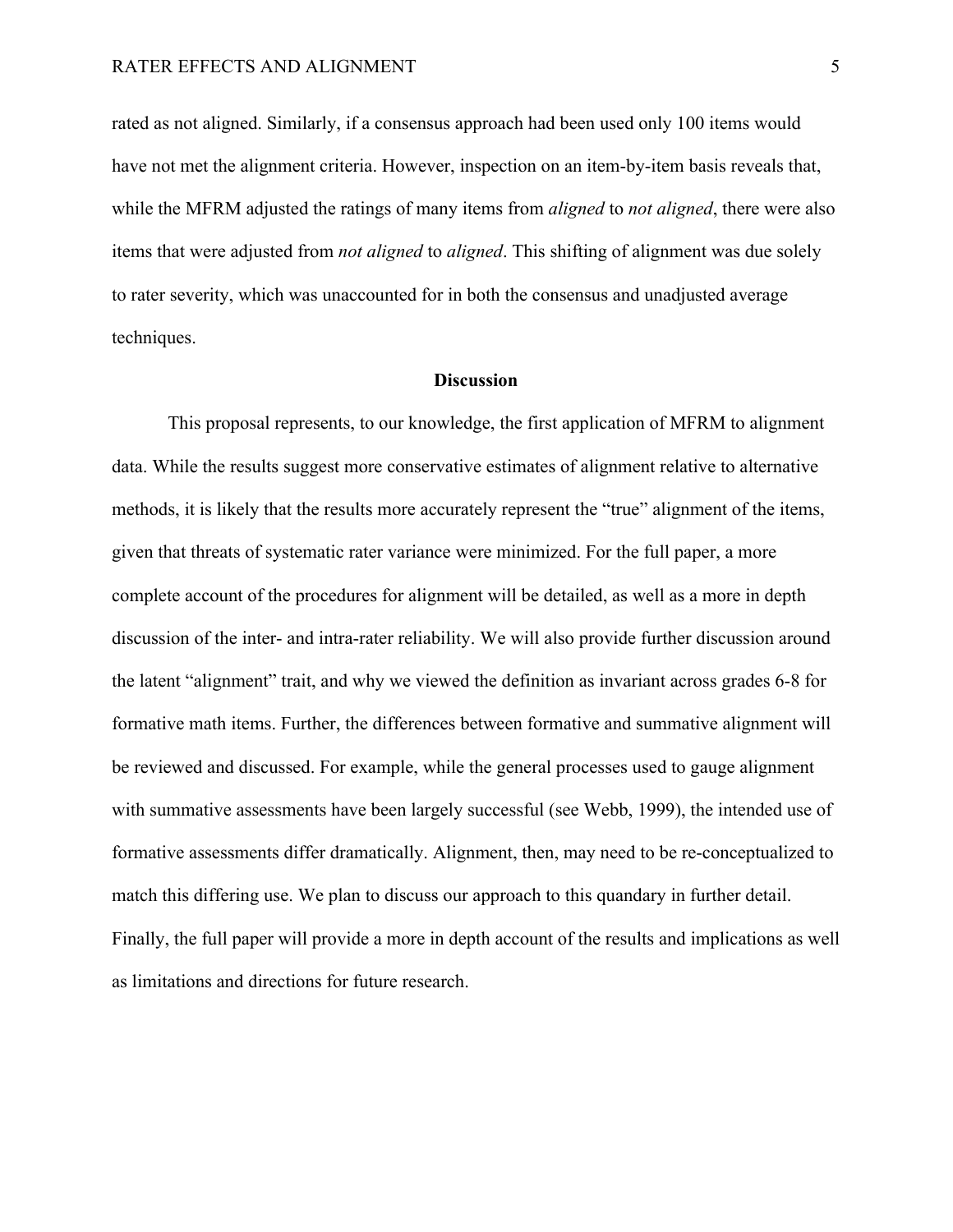rated as not aligned. Similarly, if a consensus approach had been used only 100 items would have not met the alignment criteria. However, inspection on an item-by-item basis reveals that, while the MFRM adjusted the ratings of many items from *aligned* to *not aligned*, there were also items that were adjusted from *not aligned* to *aligned*. This shifting of alignment was due solely to rater severity, which was unaccounted for in both the consensus and unadjusted average techniques.

## Discussion

This proposal represents, to our knowledge, the first application of MFRM to alignment data. While the results suggest more conservative estimates of alignment relative to alternative methods, it is likely that the results more accurately represent the "true" alignment of the items, given that threats of systematic rater variance were minimized. For the full paper, a more complete account of the procedures for alignment will be detailed, as well as a more in depth discussion of the inter- and intra-rater reliability. We will also provide further discussion around the latent "alignment" trait, and why we viewed the definition as invariant across grades 6-8 for formative math items. Further, the differences between formative and summative alignment will be reviewed and discussed. For example, while the general processes used to gauge alignment with summative assessments have been largely successful (see Webb, 1999), the intended use of formative assessments differ dramatically. Alignment, then, may need to be re-conceptualized to match this differing use. We plan to discuss our approach to this quandary in further detail. Finally, the full paper will provide a more in depth account of the results and implications as well as limitations and directions for future research.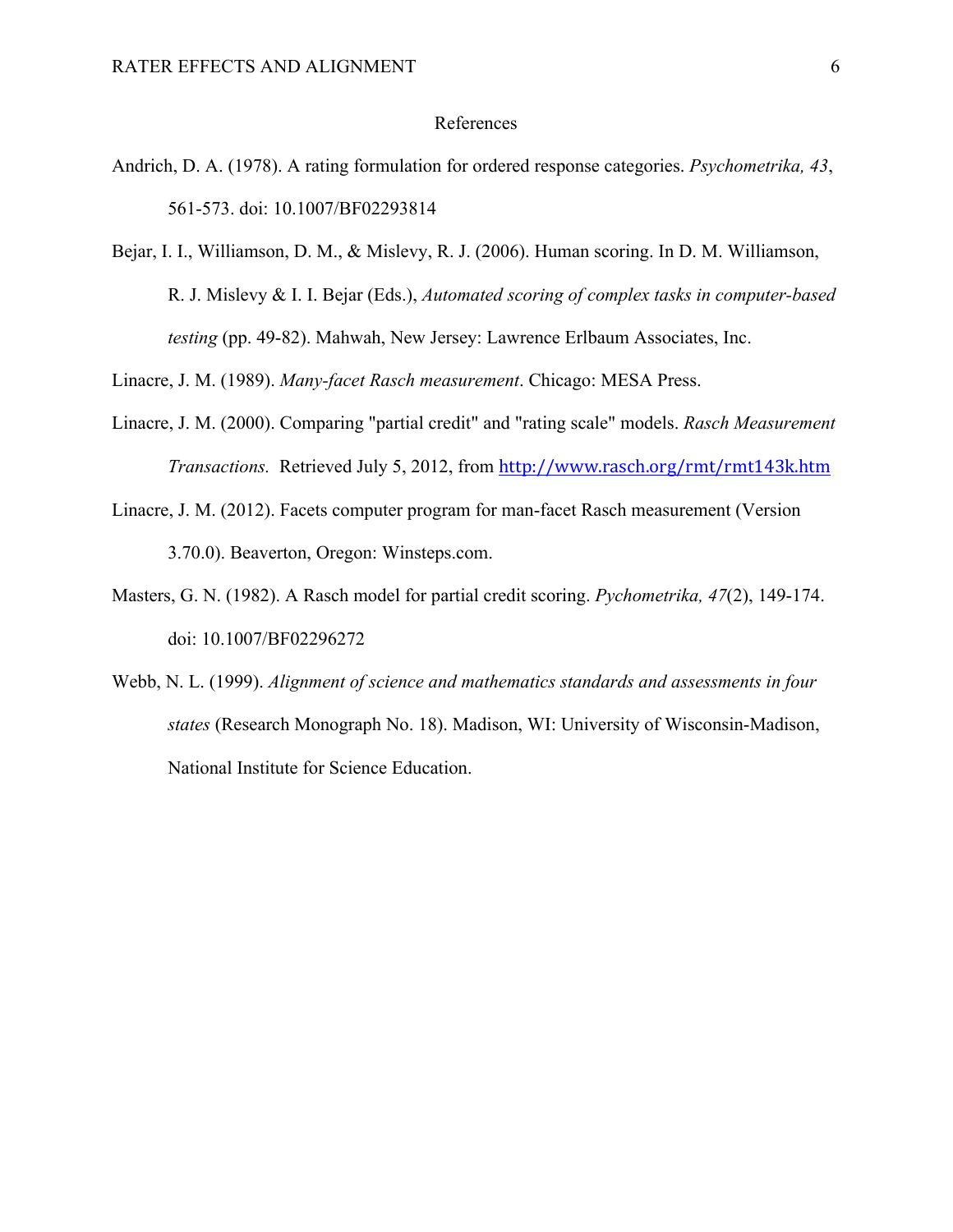# References

Andrich, D. A. (1978). A rating formulation for ordered response categories. *Psychometrika, 43*, 561-573. doi: 10.1007/BF02293814

Bejar, I. I., Williamson, D. M., & Mislevy, R. J. (2006). Human scoring. In D. M. Williamson, R. J. Mislevy & I. I. Bejar (Eds.), *Automated scoring of complex tasks in computer-based testing* (pp. 49-82). Mahwah, New Jersey: Lawrence Erlbaum Associates, Inc.

Linacre, J. M. (1989). *Many-facet Rasch measurement*. Chicago: MESA Press.

Linacre, J. M. (2000). Comparing "partial credit" and "rating scale" models. *Rasch Measurement Transactions.* Retrieved July 5, 2012, from http://www.rasch.org/rmt/rmt143k.htm

Linacre, J. M. (2012). Facets computer program for man-facet Rasch measurement (Version 3.70.0). Beaverton, Oregon: Winsteps.com.

Masters, G. N. (1982). A Rasch model for partial credit scoring. *Pychometrika, 47*(2), 149-174. doi: 10.1007/BF02296272

Webb, N. L. (1999). *Alignment of science and mathematics standards and assessments in four states* (Research Monograph No. 18). Madison, WI: University of Wisconsin-Madison, National Institute for Science Education.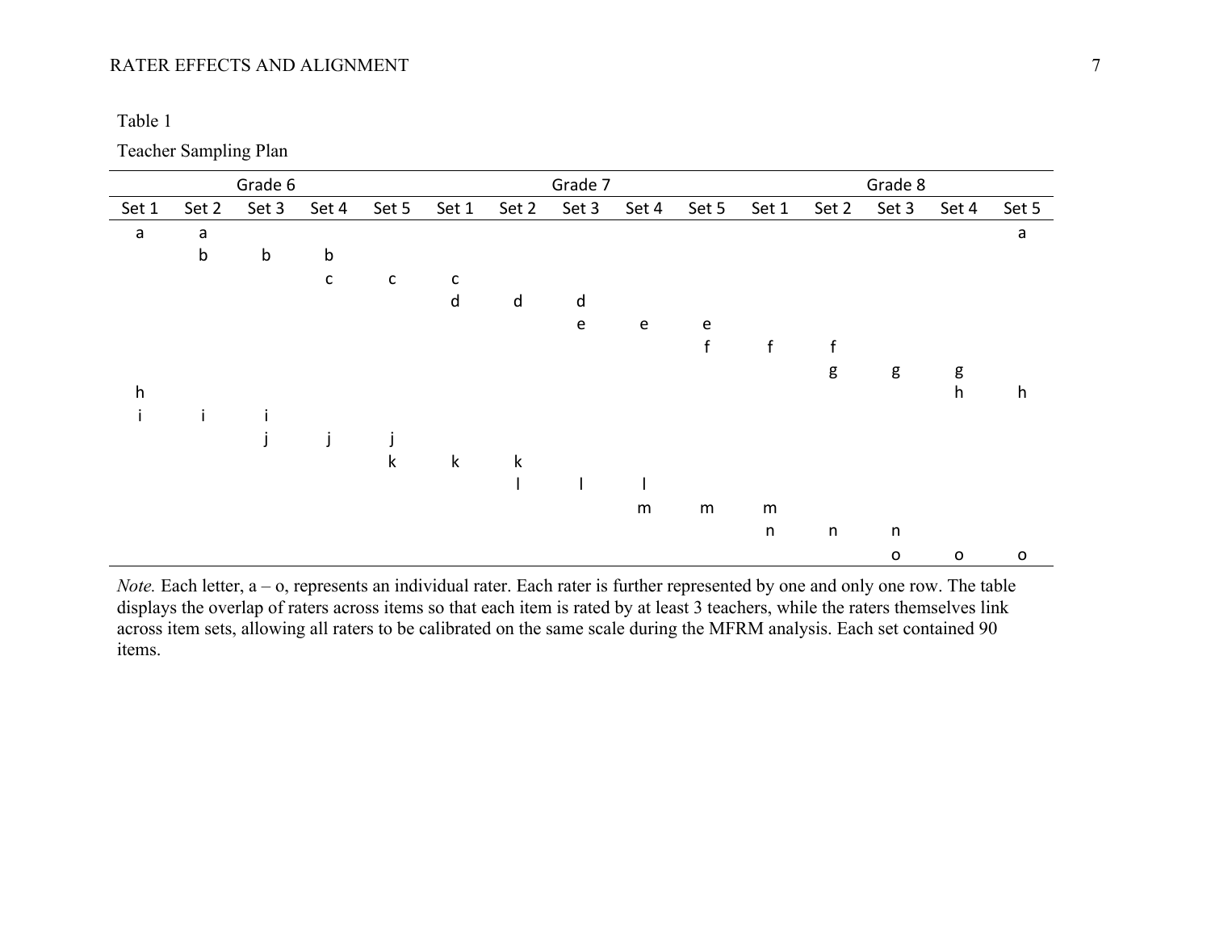Table 1

Teacher Sampling Plan

| Grade 6 | | | | | Grade 7 | | | | | Grade 8 | | | | |
|---|---|---|---|---|---|---|---|---|---|---|---|---|---|---|
| Set 1 | Set 2 | Set 3 | Set 4 | Set 5 | Set 1 | Set 2 | Set 3 | Set 4 | Set 5 | Set 1 | Set 2 | Set 3 | Set 4 | Set 5 |
| a | a | | | | | | | | | | | | | a |
| | b | b | b | | | | | | | | | | | |
| | | | c | c | c | | | | | | | | | |
| | | | | | d | d | d | | | | | | | |
| | | | | | | | e | e | e | | | | | |
| | | | | | | | | | f | f | f | | | |
| | | | | | | | | | | | g | g | g | |
| h | | | | | | | | | | | | | h | h |
| i | i | i | | | | | | | | | | | | |
| | | j | j | j | | | | | | | | | | |
| | | | | k | k | k | | | | | | | | |
| | | | | | | l | l | l | | | | | | |
| | | | | | | | | m | m | m | | | | |
| | | | | | | | | | | n | n | n | | |
| | | | | | | | | | | | | o | o | o |

*Note.* Each letter, a – o, represents an individual rater. Each rater is further represented by one and only one row. The table displays the overlap of raters across items so that each item is rated by at least 3 teachers, while the raters themselves link across item sets, allowing all raters to be calibrated on the same scale during the MFRM analysis. Each set contained 90 items.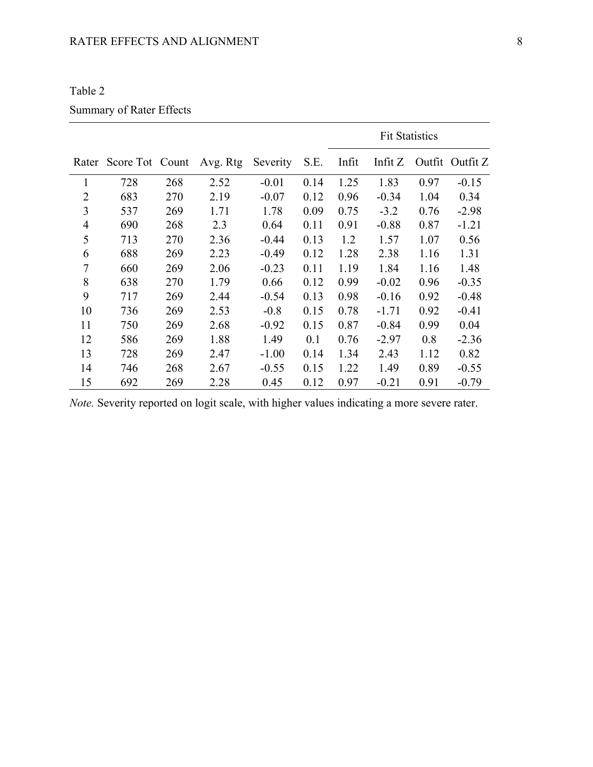Table 2

Summary of Rater Effects

| | | | | | | Fit Statistics | | | |
|---|---|---|---|---|---|---|---|---|---|
| Rater | Score Tot | Count | Avg. Rtg | Severity | S.E. | Infit | Infit Z | Outfit | Outfit Z |
| 1 | 728 | 268 | 2.52 | -0.01 | 0.14 | 1.25 | 1.83 | 0.97 | -0.15 |
| 2 | 683 | 270 | 2.19 | -0.07 | 0.12 | 0.96 | -0.34 | 1.04 | 0.34 |
| 3 | 537 | 269 | 1.71 | 1.78 | 0.09 | 0.75 | -3.2 | 0.76 | -2.98 |
| 4 | 690 | 268 | 2.3 | 0.64 | 0.11 | 0.91 | -0.88 | 0.87 | -1.21 |
| 5 | 713 | 270 | 2.36 | -0.44 | 0.13 | 1.2 | 1.57 | 1.07 | 0.56 |
| 6 | 688 | 269 | 2.23 | -0.49 | 0.12 | 1.28 | 2.38 | 1.16 | 1.31 |
| 7 | 660 | 269 | 2.06 | -0.23 | 0.11 | 1.19 | 1.84 | 1.16 | 1.48 |
| 8 | 638 | 270 | 1.79 | 0.66 | 0.12 | 0.99 | -0.02 | 0.96 | -0.35 |
| 9 | 717 | 269 | 2.44 | -0.54 | 0.13 | 0.98 | -0.16 | 0.92 | -0.48 |
| 10 | 736 | 269 | 2.53 | -0.8 | 0.15 | 0.78 | -1.71 | 0.92 | -0.41 |
| 11 | 750 | 269 | 2.68 | -0.92 | 0.15 | 0.87 | -0.84 | 0.99 | 0.04 |
| 12 | 586 | 269 | 1.88 | 1.49 | 0.1 | 0.76 | -2.97 | 0.8 | -2.36 |
| 13 | 728 | 269 | 2.47 | -1.00 | 0.14 | 1.34 | 2.43 | 1.12 | 0.82 |
| 14 | 746 | 268 | 2.67 | -0.55 | 0.15 | 1.22 | 1.49 | 0.89 | -0.55 |
| 15 | 692 | 269 | 2.28 | 0.45 | 0.12 | 0.97 | -0.21 | 0.91 | -0.79 |

*Note.* Severity reported on logit scale, with higher values indicating a more severe rater.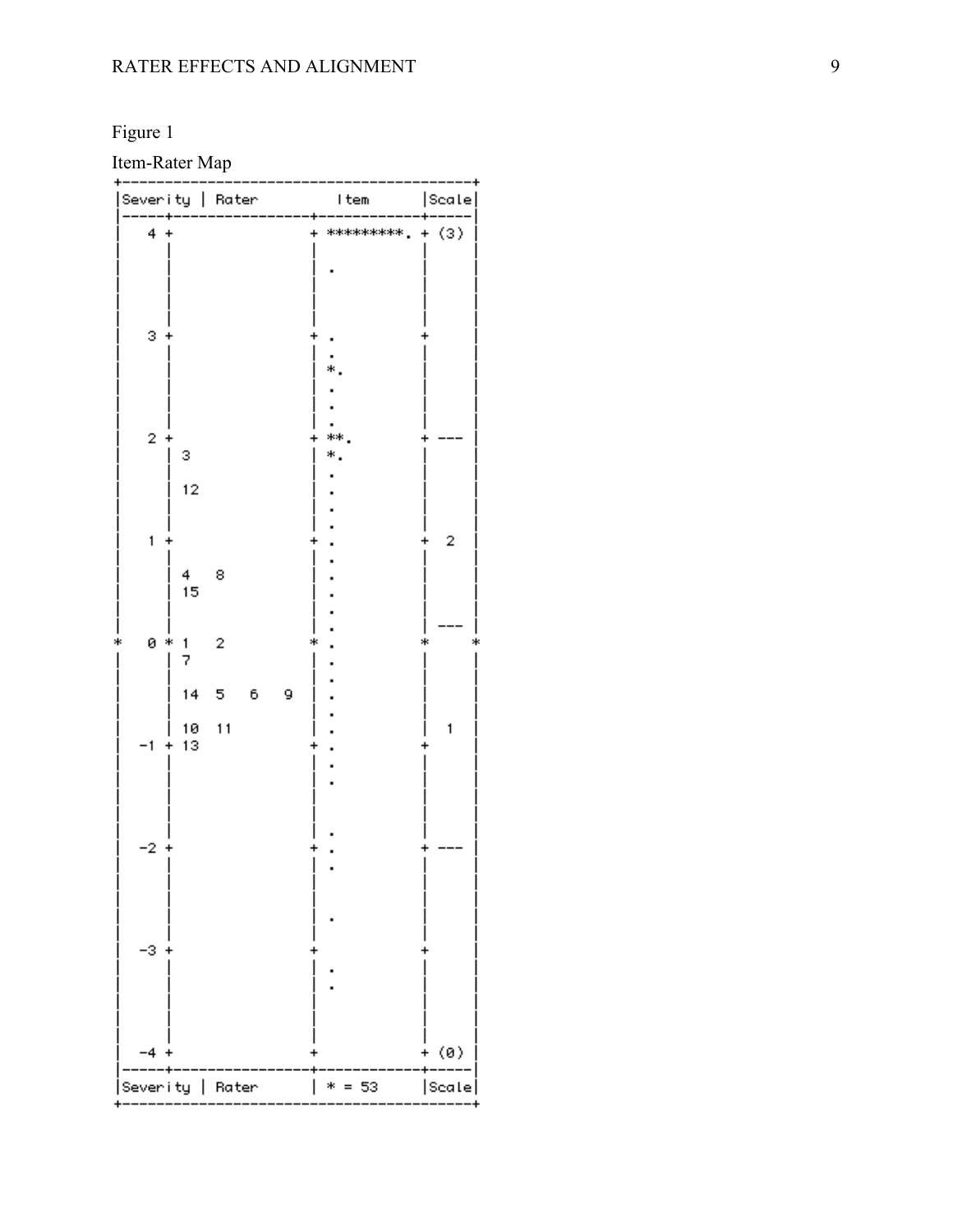Figure 1

Item-Rater Map

```
+------------------------------------------+
|Severity | Rater          Item       |Scale|
|-----+----------------+------------+-----|
|   4 +                + *********. + (3) |
|     |                |            |     |
|     |                | .          |     |
|     |                |            |     |
|     |                |            |     |
|     |                |            |     |
|   3 +                + .          +     |
|     |                | .          |     |
|     |                | *.         |     |
|     |                | .          |     |
|     |                | .          |     |
|     |                | .          |     |
|   2 +                + **.        + --- |
|     | 3              | *.         |     |
|     |                | .          |     |
|     | 12             | .          |     |
|     |                | .          |     |
|     |                | .          |     |
|   1 +                + .          +  2  |
|     |                | .          |     |
|     | 4  8           | .          |     |
|     | 15             | .          |     |
|     |                | .          |     |
|     |                | .          | --- |
*   0 * 1  2           * .          *     *
|     | 7              | .          |     |
|     |                | .          |     |
|     | 14 5  6  9     | .          |     |
|     |                | .          |     |
|     | 10 11          | .          |  1  |
|  -1 + 13             + .          +     |
|     |                | .          |     |
|     |                | .          |     |
|     |                |            |     |
|     |                |            |     |
|     |                | .          |     |
|  -2 +                + .          + --- |
|     |                | .          |     |
|     |                |            |     |
|     |                |            |     |
|     |                | .          |     |
|     |                |            |     |
|  -3 +                +            +     |
|     |                | .          |     |
|     |                | .          |     |
|     |                |            |     |
|     |                |            |     |
|     |                |            |     |
|  -4 +                +            + (0) |
|-----+----------------+------------+-----|
|Severity | Rater      | * = 53     |Scale|
+------------------------------------------+
```